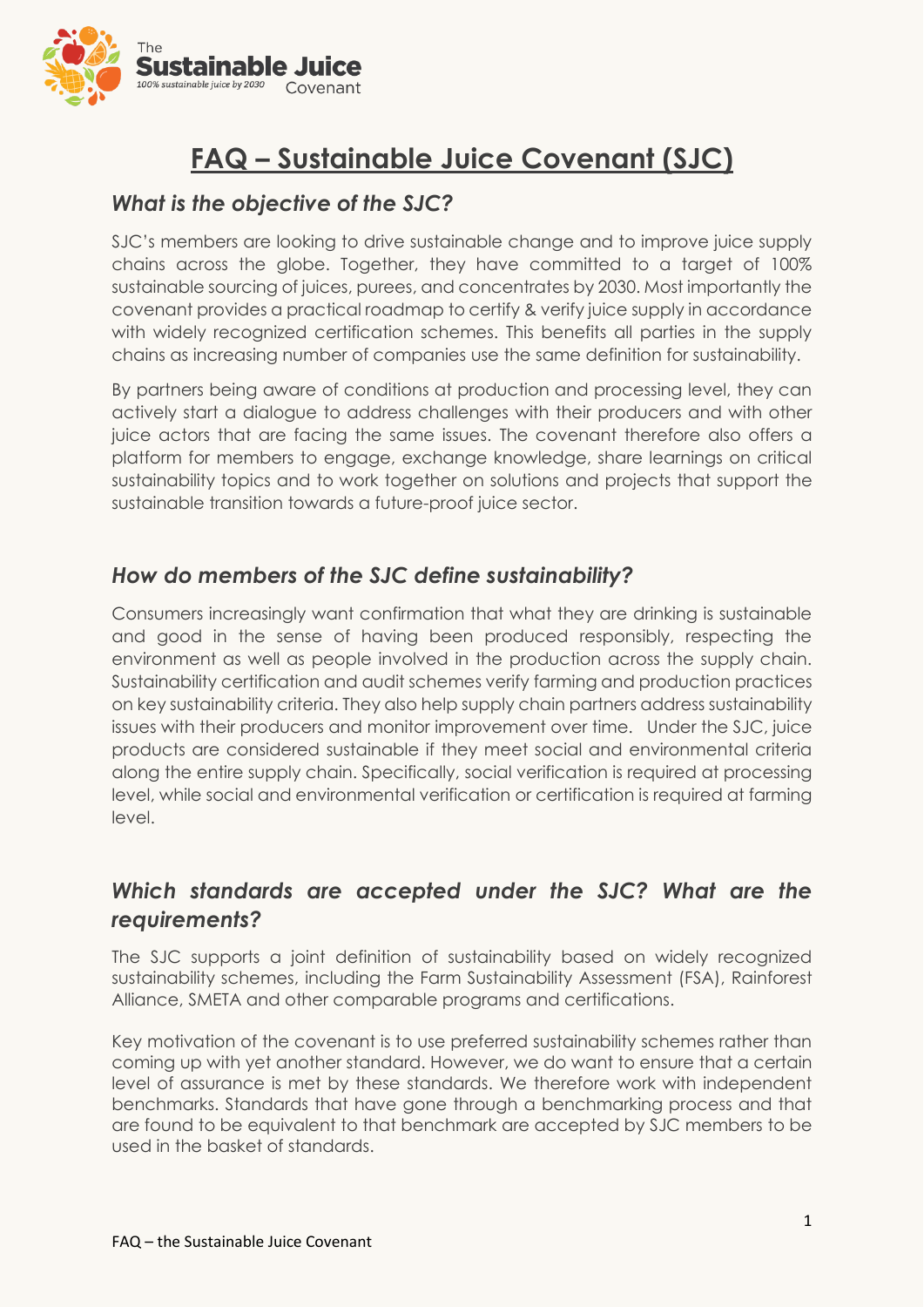# FAQ – Sustainable Juice Covenant (SJC)

## *What is the objective of the SJC?*

SJC's members are looking to drive sustainable change and to improve juice supply chains across the globe. Together, they have committed to a target of 100% sustainable sourcing of juices, purees, and concentrates by 2030. Most importantly the covenant provides a practical roadmap to certify & verify juice supply in accordance with widely recognized certification schemes. This benefits all parties in the supply chains as increasing number of companies use the same definition for sustainability.

By partners being aware of conditions at production and processing level, they can actively start a dialogue to address challenges with their producers and with other juice actors that are facing the same issues. The covenant therefore also offers a platform for members to engage, exchange knowledge, share learnings on critical sustainability topics and to work together on solutions and projects that support the sustainable transition towards a future-proof juice sector.

## *How do members of the SJC define sustainability?*

Consumers increasingly want confirmation that what they are drinking is sustainable and good in the sense of having been produced responsibly, respecting the environment as well as people involved in the production across the supply chain. Sustainability certification and audit schemes verify farming and production practices on key sustainability criteria. They also help supply chain partners address sustainability issues with their producers and monitor improvement over time. Under the SJC, juice products are considered sustainable if they meet social and environmental criteria along the entire supply chain. Specifically, social verification is required at processing level, while social and environmental verification or certification is required at farming level.

## *Which standards are accepted under the SJC? What are the requirements?*

The SJC supports a joint definition of sustainability based on widely recognized sustainability schemes, including the Farm Sustainability Assessment (FSA), Rainforest Alliance, SMETA and other comparable programs and certifications.

Key motivation of the covenant is to use preferred sustainability schemes rather than coming up with yet another standard. However, we do want to ensure that a certain level of assurance is met by these standards. We therefore work with independent benchmarks. Standards that have gone through a benchmarking process and that are found to be equivalent to that benchmark are accepted by SJC members to be used in the basket of standards.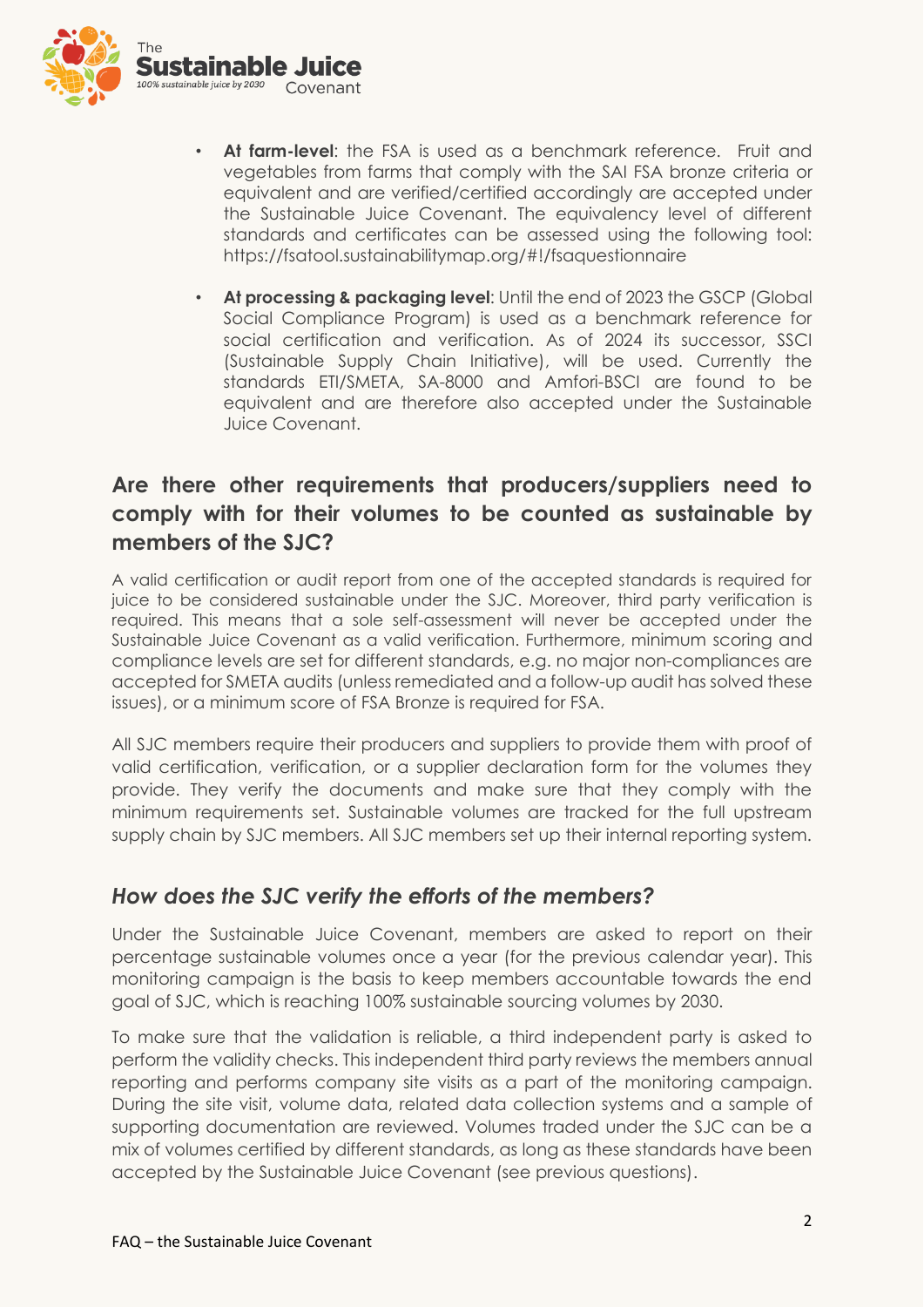- **At farm-level**: the FSA is used as a benchmark reference. Fruit and vegetables from farms that comply with the SAI FSA bronze criteria or equivalent and are verified/certified accordingly are accepted under the Sustainable Juice Covenant. The equivalency level of different standards and certificates can be assessed using the following tool: https://fsatool.sustainabilitymap.org/#!/fsaquestionnaire
- **At processing & packaging level**: Until the end of 2023 the GSCP (Global Social Compliance Program) is used as a benchmark reference for social certification and verification. As of 2024 its successor, SSCI (Sustainable Supply Chain Initiative), will be used. Currently the standards ETI/SMETA, SA-8000 and Amfori-BSCI are found to be equivalent and are therefore also accepted under the Sustainable Juice Covenant.

## Are there other requirements that producers/suppliers need to comply with for their volumes to be counted as sustainable by members of the SJC?

A valid certification or audit report from one of the accepted standards is required for juice to be considered sustainable under the SJC. Moreover, third party verification is required. This means that a sole self-assessment will never be accepted under the Sustainable Juice Covenant as a valid verification. Furthermore, minimum scoring and compliance levels are set for different standards, e.g. no major non-compliances are accepted for SMETA audits (unless remediated and a follow-up audit has solved these issues), or a minimum score of FSA Bronze is required for FSA.

All SJC members require their producers and suppliers to provide them with proof of valid certification, verification, or a supplier declaration form for the volumes they provide. They verify the documents and make sure that they comply with the minimum requirements set. Sustainable volumes are tracked for the full upstream supply chain by SJC members. All SJC members set up their internal reporting system.

### *How does the SJC verify the efforts of the members?*

Under the Sustainable Juice Covenant, members are asked to report on their percentage sustainable volumes once a year (for the previous calendar year). This monitoring campaign is the basis to keep members accountable towards the end goal of SJC, which is reaching 100% sustainable sourcing volumes by 2030.

To make sure that the validation is reliable, a third independent party is asked to perform the validity checks. This independent third party reviews the members annual reporting and performs company site visits as a part of the monitoring campaign. During the site visit, volume data, related data collection systems and a sample of supporting documentation are reviewed. Volumes traded under the SJC can be a mix of volumes certified by different standards, as long as these standards have been accepted by the Sustainable Juice Covenant (see previous questions).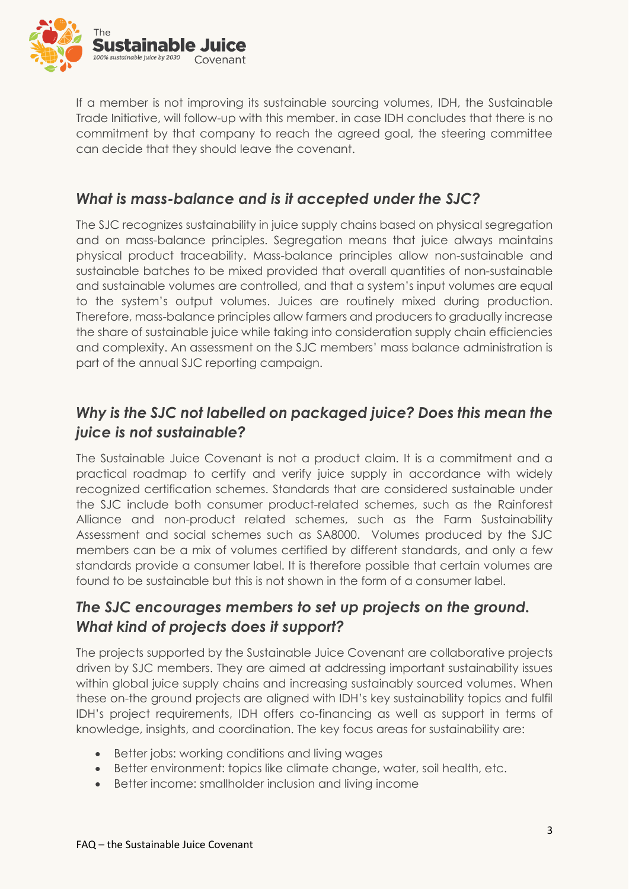If a member is not improving its sustainable sourcing volumes, IDH, the Sustainable Trade Initiative, will follow-up with this member. in case IDH concludes that there is no commitment by that company to reach the agreed goal, the steering committee can decide that they should leave the covenant.

## *What is mass-balance and is it accepted under the SJC?*

The SJC recognizes sustainability in juice supply chains based on physical segregation and on mass-balance principles. Segregation means that juice always maintains physical product traceability. Mass-balance principles allow non-sustainable and sustainable batches to be mixed provided that overall quantities of non-sustainable and sustainable volumes are controlled, and that a system's input volumes are equal to the system's output volumes. Juices are routinely mixed during production. Therefore, mass-balance principles allow farmers and producers to gradually increase the share of sustainable juice while taking into consideration supply chain efficiencies and complexity. An assessment on the SJC members' mass balance administration is part of the annual SJC reporting campaign.

## *Why is the SJC not labelled on packaged juice? Does this mean the juice is not sustainable?*

The Sustainable Juice Covenant is not a product claim. It is a commitment and a practical roadmap to certify and verify juice supply in accordance with widely recognized certification schemes. Standards that are considered sustainable under the SJC include both consumer product-related schemes, such as the Rainforest Alliance and non-product related schemes, such as the Farm Sustainability Assessment and social schemes such as SA8000. Volumes produced by the SJC members can be a mix of volumes certified by different standards, and only a few standards provide a consumer label. It is therefore possible that certain volumes are found to be sustainable but this is not shown in the form of a consumer label.

## *The SJC encourages members to set up projects on the ground. What kind of projects does it support?*

The projects supported by the Sustainable Juice Covenant are collaborative projects driven by SJC members. They are aimed at addressing important sustainability issues within global juice supply chains and increasing sustainably sourced volumes. When these on-the ground projects are aligned with IDH's key sustainability topics and fulfil IDH's project requirements, IDH offers co-financing as well as support in terms of knowledge, insights, and coordination. The key focus areas for sustainability are:

- Better jobs: working conditions and living wages
- Better environment: topics like climate change, water, soil health, etc.
- Better income: smallholder inclusion and living income